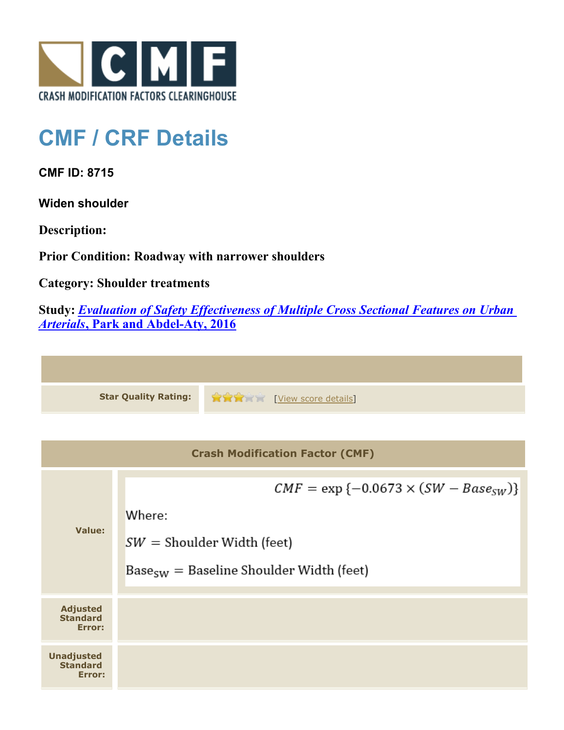# CMF / CRF Details

**CMF ID: 8715**

**Widen shoulder**

**Description:**

**Prior Condition: Roadway with narrower shoulders**

**Category: Shoulder treatments**

**Study:** ***Evaluation of Safety Effectiveness of Multiple Cross Sectional Features on Urban Arterials*, Park and Abdel-Aty, 2016**

| | |
|---|---|
| **Star Quality Rating:** | 3 stars [View score details] |

| Crash Modification Factor (CMF) | |
|---|---|
| **Value:** | $$CMF = \exp\{-0.0673 \times (SW - Base_{SW})\}$$ Where: $SW$ = Shoulder Width (feet) $Base_{SW}$ = Baseline Shoulder Width (feet) |
| **Adjusted Standard Error:** | |
| **Unadjusted Standard Error:** | |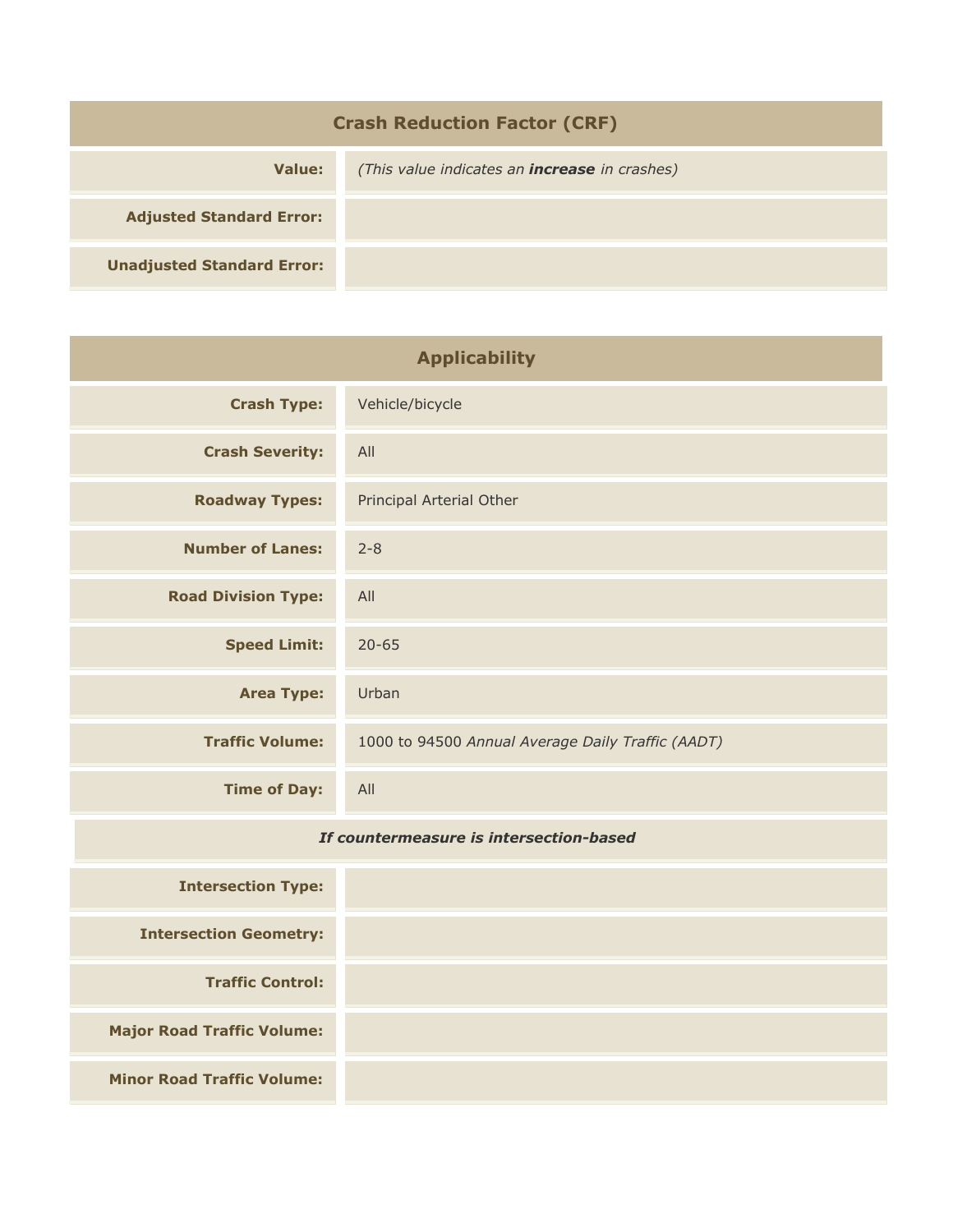| Crash Reduction Factor (CRF) | |
|---|---|
| **Value:** | *(This value indicates an* ***increase*** *in crashes)* |
| **Adjusted Standard Error:** | |
| **Unadjusted Standard Error:** | |

| Applicability | |
|---|---|
| **Crash Type:** | Vehicle/bicycle |
| **Crash Severity:** | All |
| **Roadway Types:** | Principal Arterial Other |
| **Number of Lanes:** | 2-8 |
| **Road Division Type:** | All |
| **Speed Limit:** | 20-65 |
| **Area Type:** | Urban |
| **Traffic Volume:** | 1000 to 94500 *Annual Average Daily Traffic (AADT)* |
| **Time of Day:** | All |
| ***If countermeasure is intersection-based*** | |
| **Intersection Type:** | |
| **Intersection Geometry:** | |
| **Traffic Control:** | |
| **Major Road Traffic Volume:** | |
| **Minor Road Traffic Volume:** | |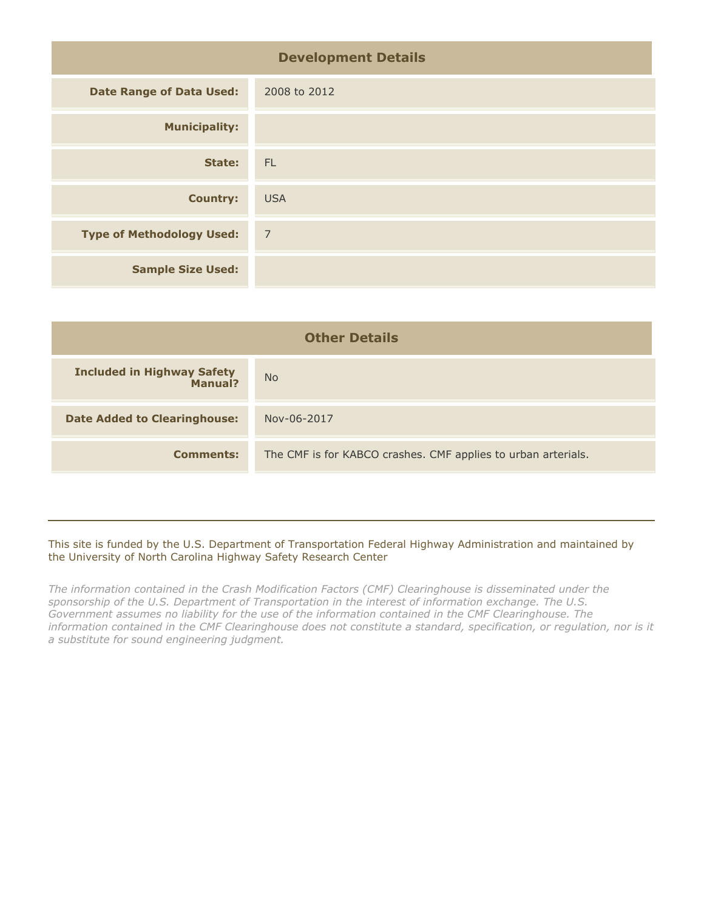## Development Details

| | |
|---|---|
| **Date Range of Data Used:** | 2008 to 2012 |
| **Municipality:** | |
| **State:** | FL |
| **Country:** | USA |
| **Type of Methodology Used:** | 7 |
| **Sample Size Used:** | |

## Other Details

| | |
|---|---|
| **Included in Highway Safety Manual?** | No |
| **Date Added to Clearinghouse:** | Nov-06-2017 |
| **Comments:** | The CMF is for KABCO crashes. CMF applies to urban arterials. |

---

This site is funded by the U.S. Department of Transportation Federal Highway Administration and maintained by the University of North Carolina Highway Safety Research Center

*The information contained in the Crash Modification Factors (CMF) Clearinghouse is disseminated under the sponsorship of the U.S. Department of Transportation in the interest of information exchange. The U.S. Government assumes no liability for the use of the information contained in the CMF Clearinghouse. The information contained in the CMF Clearinghouse does not constitute a standard, specification, or regulation, nor is it a substitute for sound engineering judgment.*